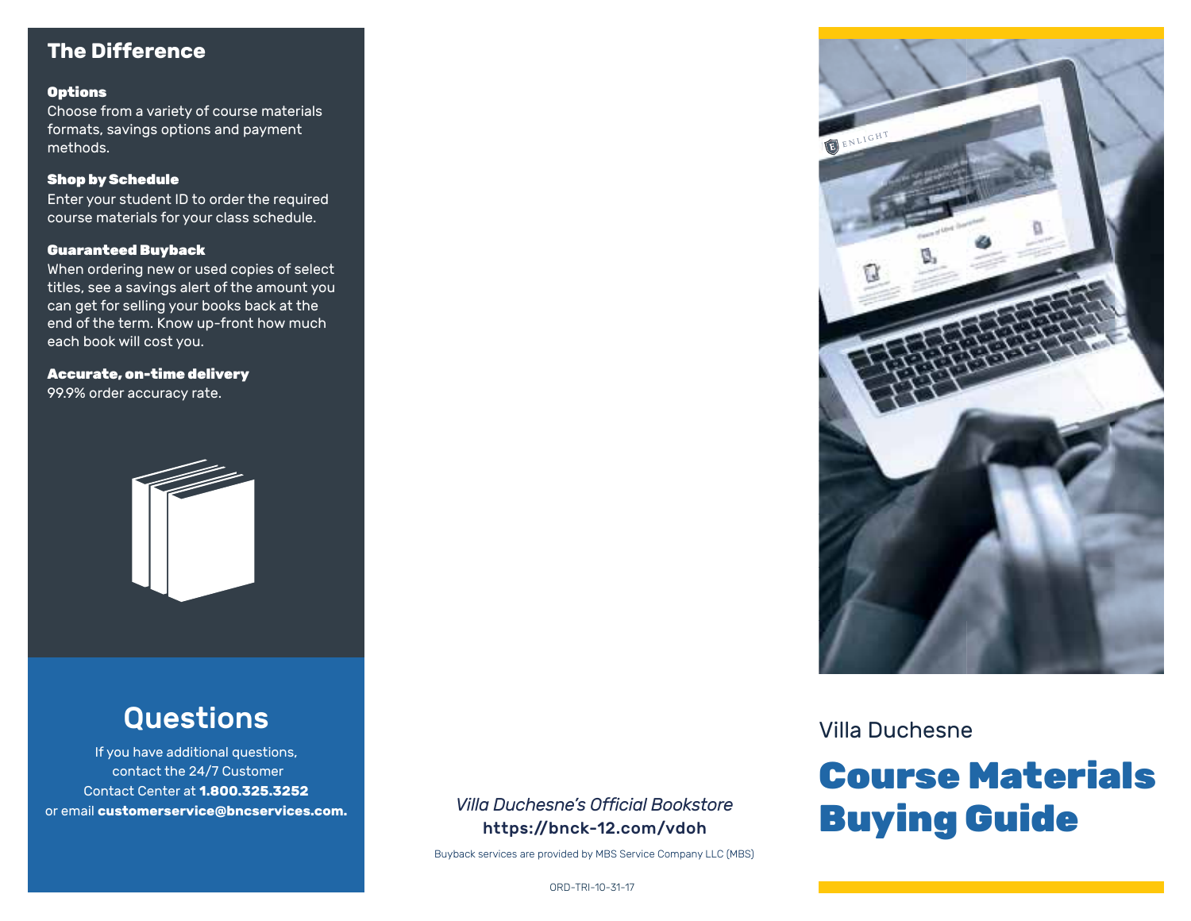## The Difference

**Options**
Choose from a variety of course materials formats, savings options and payment methods.

**Shop by Schedule**
Enter your student ID to order the required course materials for your class schedule.

**Guaranteed Buyback**
When ordering new or used copies of select titles, see a savings alert of the amount you can get for selling your books back at the end of the term. Know up-front how much each book will cost you.

**Accurate, on-time delivery**
99.9% order accuracy rate.

## Questions

If you have additional questions, contact the 24/7 Customer Contact Center at **1.800.325.3252** or email **customerservice@bncservices.com.**

*Villa Duchesne's Official Bookstore*
**https://bnck-12.com/vdoh**

Buyback services are provided by MBS Service Company LLC (MBS)

ORD-TRI-10-31-17

Villa Duchesne

# Course Materials Buying Guide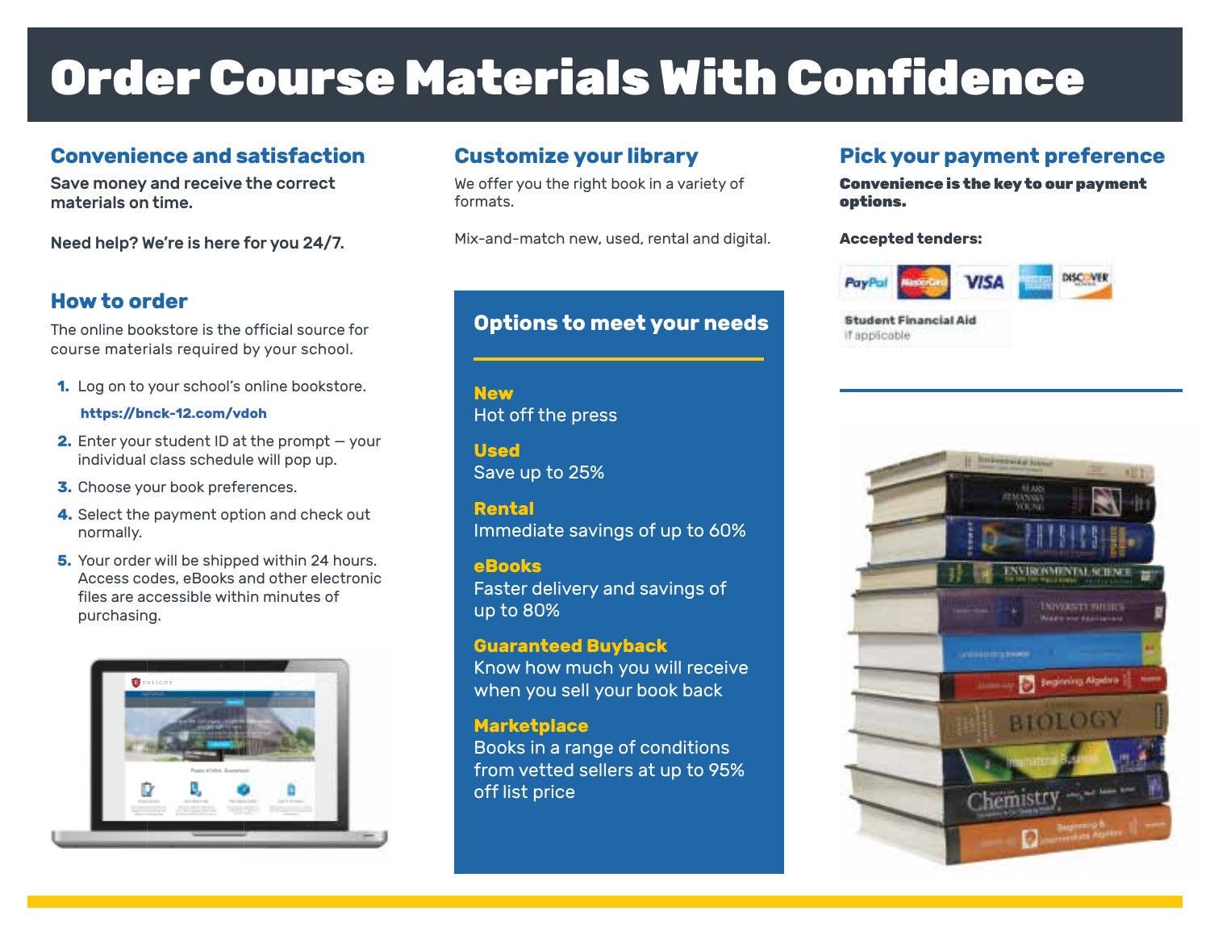# Order Course Materials With Confidence

## Convenience and satisfaction

**Save money and receive the correct materials on time.**

**Need help? We're is here for you 24/7.**

## How to order

The online bookstore is the official source for course materials required by your school.

1. Log on to your school's online bookstore.
   **https://bnck-12.com/vdoh**
2. Enter your student ID at the prompt — your individual class schedule will pop up.
3. Choose your book preferences.
4. Select the payment option and check out normally.
5. Your order will be shipped within 24 hours. Access codes, eBooks and other electronic files are accessible within minutes of purchasing.

## Customize your library

We offer you the right book in a variety of formats.

Mix-and-match new, used, rental and digital.

### Options to meet your needs

**New**
Hot off the press

**Used**
Save up to 25%

**Rental**
Immediate savings of up to 60%

**eBooks**
Faster delivery and savings of up to 80%

**Guaranteed Buyback**
Know how much you will receive when you sell your book back

**Marketplace**
Books in a range of conditions from vetted sellers at up to 95% off list price

## Pick your payment preference

**Convenience is the key to our payment options.**

**Accepted tenders:**

PayPal, MasterCard, VISA, American Express, Discover

**Student Financial Aid**
if applicable